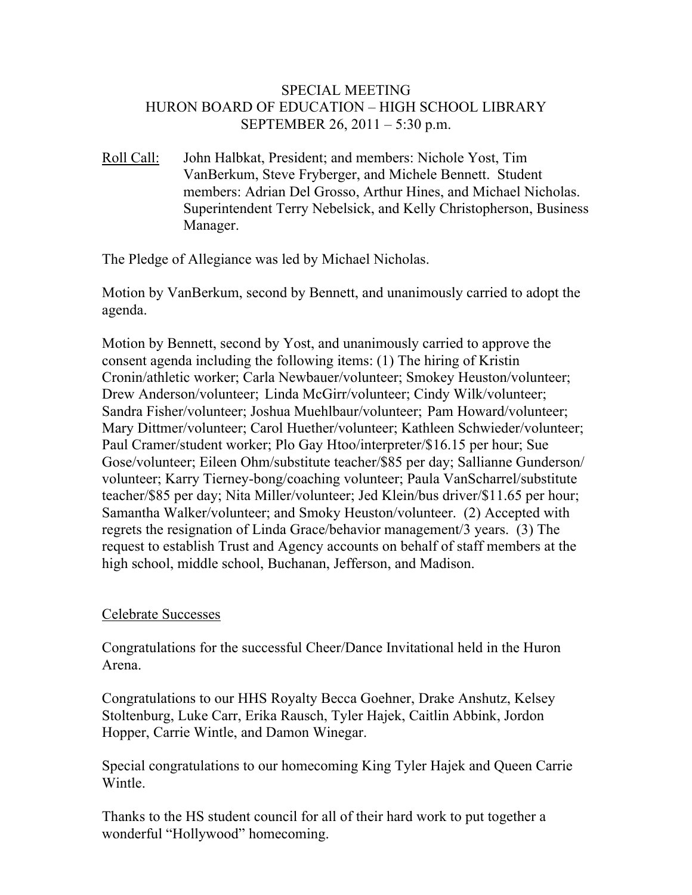# SPECIAL MEETING
## HURON BOARD OF EDUCATION – HIGH SCHOOL LIBRARY
## SEPTEMBER 26, 2011 – 5:30 p.m.

Roll Call: John Halbkat, President; and members: Nichole Yost, Tim VanBerkum, Steve Fryberger, and Michele Bennett. Student members: Adrian Del Grosso, Arthur Hines, and Michael Nicholas. Superintendent Terry Nebelsick, and Kelly Christopherson, Business Manager.

The Pledge of Allegiance was led by Michael Nicholas.

Motion by VanBerkum, second by Bennett, and unanimously carried to adopt the agenda.

Motion by Bennett, second by Yost, and unanimously carried to approve the consent agenda including the following items: (1) The hiring of Kristin Cronin/athletic worker; Carla Newbauer/volunteer; Smokey Heuston/volunteer; Drew Anderson/volunteer; Linda McGirr/volunteer; Cindy Wilk/volunteer; Sandra Fisher/volunteer; Joshua Muehlbaur/volunteer; Pam Howard/volunteer; Mary Dittmer/volunteer; Carol Huether/volunteer; Kathleen Schwieder/volunteer; Paul Cramer/student worker; Plo Gay Htoo/interpreter/$16.15 per hour; Sue Gose/volunteer; Eileen Ohm/substitute teacher/$85 per day; Sallianne Gunderson/ volunteer; Karry Tierney-bong/coaching volunteer; Paula VanScharrel/substitute teacher/$85 per day; Nita Miller/volunteer; Jed Klein/bus driver/$11.65 per hour; Samantha Walker/volunteer; and Smoky Heuston/volunteer. (2) Accepted with regrets the resignation of Linda Grace/behavior management/3 years. (3) The request to establish Trust and Agency accounts on behalf of staff members at the high school, middle school, Buchanan, Jefferson, and Madison.

## Celebrate Successes

Congratulations for the successful Cheer/Dance Invitational held in the Huron Arena.

Congratulations to our HHS Royalty Becca Goehner, Drake Anshutz, Kelsey Stoltenburg, Luke Carr, Erika Rausch, Tyler Hajek, Caitlin Abbink, Jordon Hopper, Carrie Wintle, and Damon Winegar.

Special congratulations to our homecoming King Tyler Hajek and Queen Carrie Wintle.

Thanks to the HS student council for all of their hard work to put together a wonderful "Hollywood" homecoming.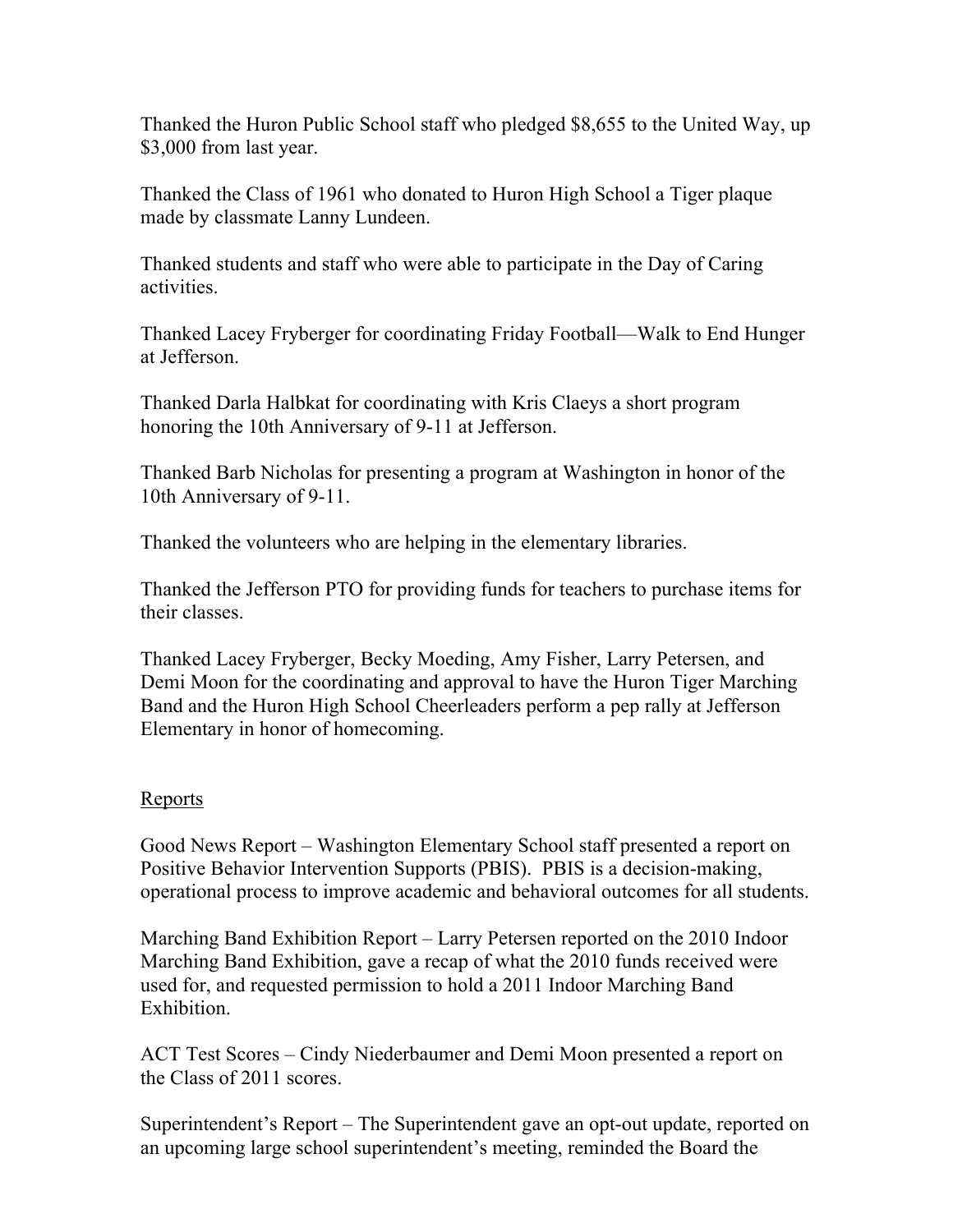Thanked the Huron Public School staff who pledged $8,655 to the United Way, up $3,000 from last year.

Thanked the Class of 1961 who donated to Huron High School a Tiger plaque made by classmate Lanny Lundeen.

Thanked students and staff who were able to participate in the Day of Caring activities.

Thanked Lacey Fryberger for coordinating Friday Football—Walk to End Hunger at Jefferson.

Thanked Darla Halbkat for coordinating with Kris Claeys a short program honoring the 10th Anniversary of 9-11 at Jefferson.

Thanked Barb Nicholas for presenting a program at Washington in honor of the 10th Anniversary of 9-11.

Thanked the volunteers who are helping in the elementary libraries.

Thanked the Jefferson PTO for providing funds for teachers to purchase items for their classes.

Thanked Lacey Fryberger, Becky Moeding, Amy Fisher, Larry Petersen, and Demi Moon for the coordinating and approval to have the Huron Tiger Marching Band and the Huron High School Cheerleaders perform a pep rally at Jefferson Elementary in honor of homecoming.

<u>Reports</u>

Good News Report – Washington Elementary School staff presented a report on Positive Behavior Intervention Supports (PBIS). PBIS is a decision-making, operational process to improve academic and behavioral outcomes for all students.

Marching Band Exhibition Report – Larry Petersen reported on the 2010 Indoor Marching Band Exhibition, gave a recap of what the 2010 funds received were used for, and requested permission to hold a 2011 Indoor Marching Band Exhibition.

ACT Test Scores – Cindy Niederbaumer and Demi Moon presented a report on the Class of 2011 scores.

Superintendent's Report – The Superintendent gave an opt-out update, reported on an upcoming large school superintendent's meeting, reminded the Board the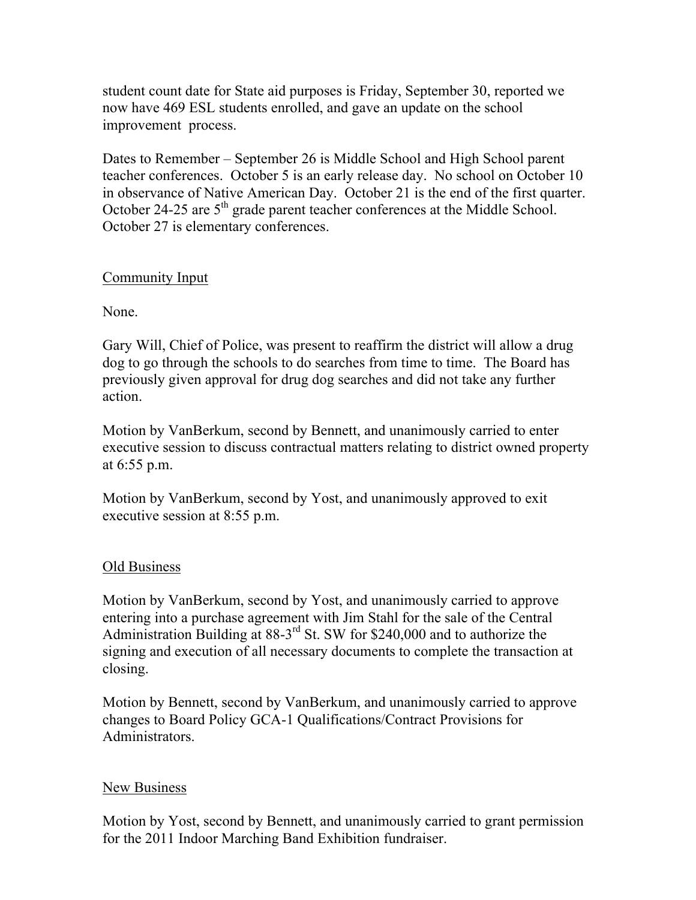student count date for State aid purposes is Friday, September 30, reported we now have 469 ESL students enrolled, and gave an update on the school improvement process.

Dates to Remember – September 26 is Middle School and High School parent teacher conferences. October 5 is an early release day. No school on October 10 in observance of Native American Day. October 21 is the end of the first quarter. October 24-25 are 5th grade parent teacher conferences at the Middle School. October 27 is elementary conferences.

## Community Input

None.

Gary Will, Chief of Police, was present to reaffirm the district will allow a drug dog to go through the schools to do searches from time to time. The Board has previously given approval for drug dog searches and did not take any further action.

Motion by VanBerkum, second by Bennett, and unanimously carried to enter executive session to discuss contractual matters relating to district owned property at 6:55 p.m.

Motion by VanBerkum, second by Yost, and unanimously approved to exit executive session at 8:55 p.m.

## Old Business

Motion by VanBerkum, second by Yost, and unanimously carried to approve entering into a purchase agreement with Jim Stahl for the sale of the Central Administration Building at 88-3rd St. SW for $240,000 and to authorize the signing and execution of all necessary documents to complete the transaction at closing.

Motion by Bennett, second by VanBerkum, and unanimously carried to approve changes to Board Policy GCA-1 Qualifications/Contract Provisions for Administrators.

## New Business

Motion by Yost, second by Bennett, and unanimously carried to grant permission for the 2011 Indoor Marching Band Exhibition fundraiser.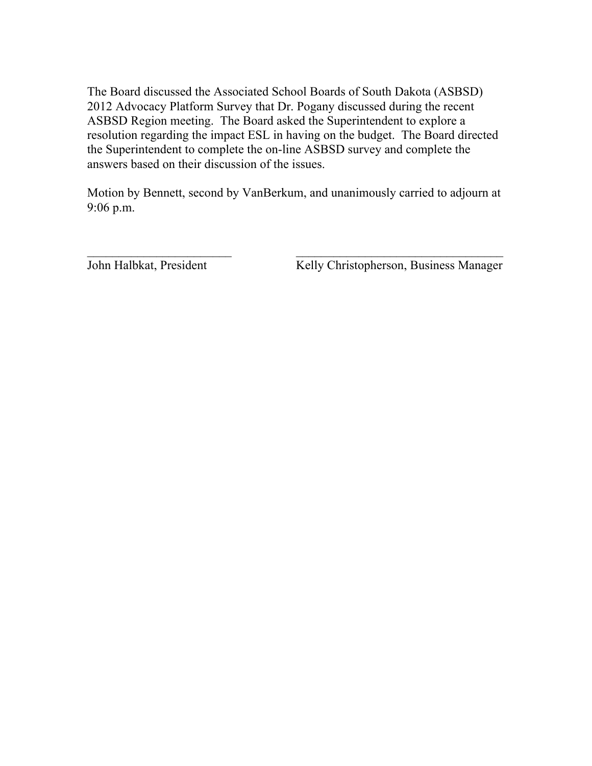The Board discussed the Associated School Boards of South Dakota (ASBSD) 2012 Advocacy Platform Survey that Dr. Pogany discussed during the recent ASBSD Region meeting. The Board asked the Superintendent to explore a resolution regarding the impact ESL in having on the budget. The Board directed the Superintendent to complete the on-line ASBSD survey and complete the answers based on their discussion of the issues.

Motion by Bennett, second by VanBerkum, and unanimously carried to adjourn at 9:06 p.m.

| | |
|---|---|
| ________________________ | ___________________________________ |
| John Halbkat, President | Kelly Christopherson, Business Manager |